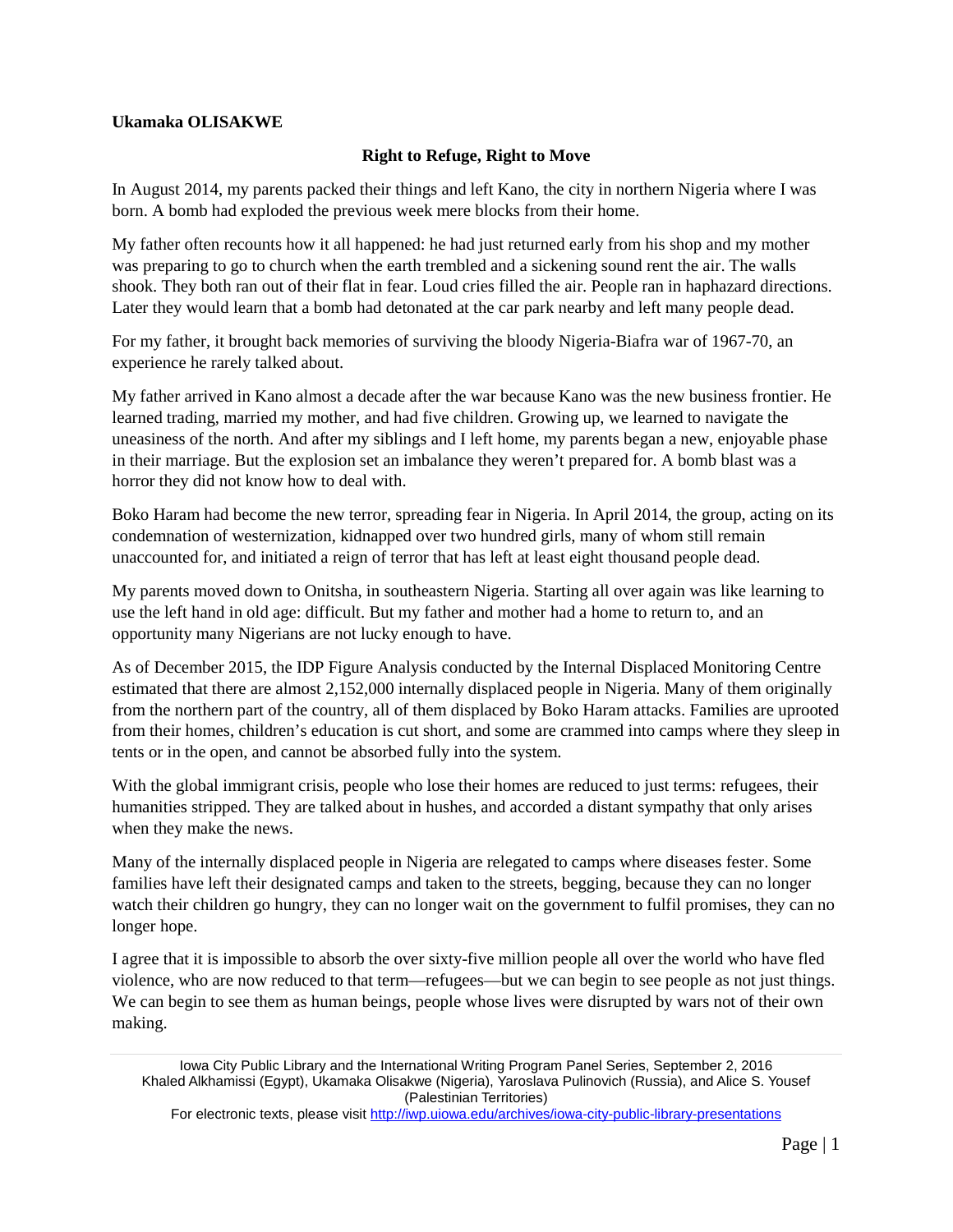**Ukamaka OLISAKWE**

## Right to Refuge, Right to Move

In August 2014, my parents packed their things and left Kano, the city in northern Nigeria where I was born. A bomb had exploded the previous week mere blocks from their home.

My father often recounts how it all happened: he had just returned early from his shop and my mother was preparing to go to church when the earth trembled and a sickening sound rent the air. The walls shook. They both ran out of their flat in fear. Loud cries filled the air. People ran in haphazard directions. Later they would learn that a bomb had detonated at the car park nearby and left many people dead.

For my father, it brought back memories of surviving the bloody Nigeria-Biafra war of 1967-70, an experience he rarely talked about.

My father arrived in Kano almost a decade after the war because Kano was the new business frontier. He learned trading, married my mother, and had five children. Growing up, we learned to navigate the uneasiness of the north. And after my siblings and I left home, my parents began a new, enjoyable phase in their marriage. But the explosion set an imbalance they weren't prepared for. A bomb blast was a horror they did not know how to deal with.

Boko Haram had become the new terror, spreading fear in Nigeria. In April 2014, the group, acting on its condemnation of westernization, kidnapped over two hundred girls, many of whom still remain unaccounted for, and initiated a reign of terror that has left at least eight thousand people dead.

My parents moved down to Onitsha, in southeastern Nigeria. Starting all over again was like learning to use the left hand in old age: difficult. But my father and mother had a home to return to, and an opportunity many Nigerians are not lucky enough to have.

As of December 2015, the IDP Figure Analysis conducted by the Internal Displaced Monitoring Centre estimated that there are almost 2,152,000 internally displaced people in Nigeria. Many of them originally from the northern part of the country, all of them displaced by Boko Haram attacks. Families are uprooted from their homes, children's education is cut short, and some are crammed into camps where they sleep in tents or in the open, and cannot be absorbed fully into the system.

With the global immigrant crisis, people who lose their homes are reduced to just terms: refugees, their humanities stripped. They are talked about in hushes, and accorded a distant sympathy that only arises when they make the news.

Many of the internally displaced people in Nigeria are relegated to camps where diseases fester. Some families have left their designated camps and taken to the streets, begging, because they can no longer watch their children go hungry, they can no longer wait on the government to fulfil promises, they can no longer hope.

I agree that it is impossible to absorb the over sixty-five million people all over the world who have fled violence, who are now reduced to that term—refugees—but we can begin to see people as not just things. We can begin to see them as human beings, people whose lives were disrupted by wars not of their own making.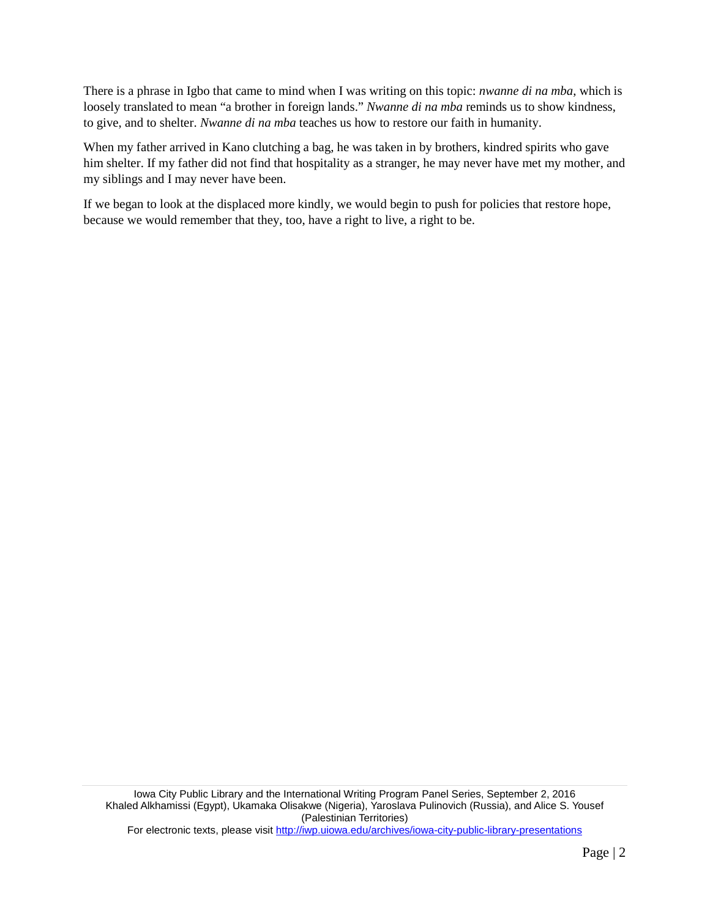There is a phrase in Igbo that came to mind when I was writing on this topic: *nwanne di na mba*, which is loosely translated to mean "a brother in foreign lands." *Nwanne di na mba* reminds us to show kindness, to give, and to shelter. *Nwanne di na mba* teaches us how to restore our faith in humanity.

When my father arrived in Kano clutching a bag, he was taken in by brothers, kindred spirits who gave him shelter. If my father did not find that hospitality as a stranger, he may never have met my mother, and my siblings and I may never have been.

If we began to look at the displaced more kindly, we would begin to push for policies that restore hope, because we would remember that they, too, have a right to live, a right to be.